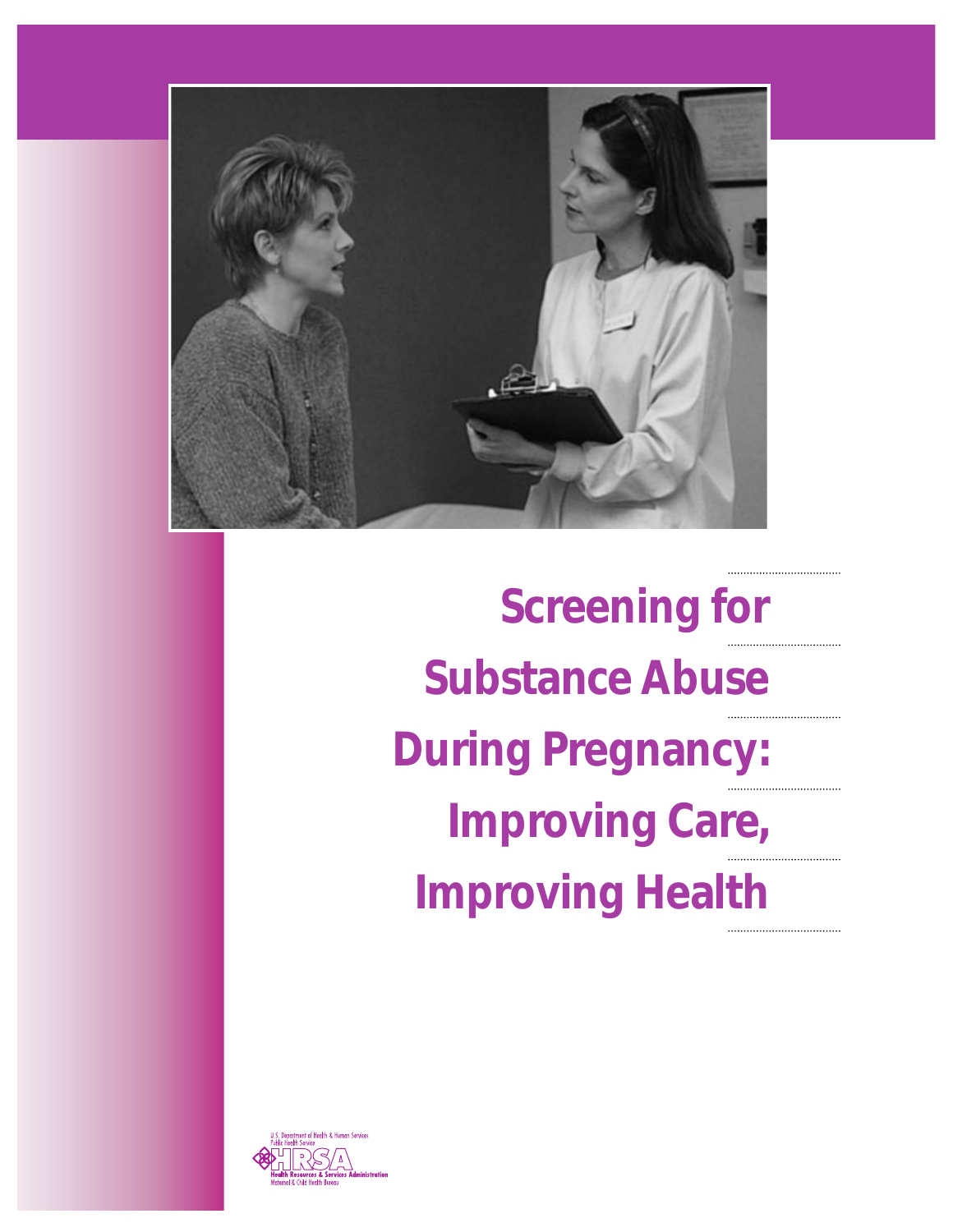# Screening for Substance Abuse During Pregnancy: Improving Care, Improving Health

U.S. Department of Health & Human Services
Public Health Service
HRSA
Health Resources & Services Administration
Maternal & Child Health Bureau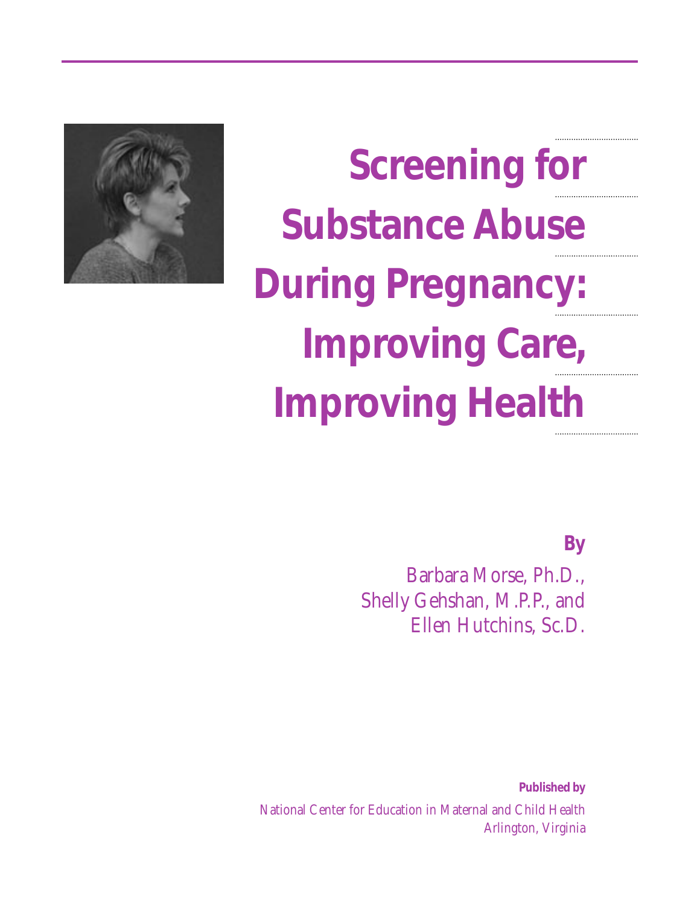# Screening for Substance Abuse During Pregnancy: Improving Care, Improving Health

**By**

Barbara Morse, Ph.D.,
Shelly Gehshan, M.P.P., and
Ellen Hutchins, Sc.D.

**Published by**

National Center for Education in Maternal and Child Health
Arlington, Virginia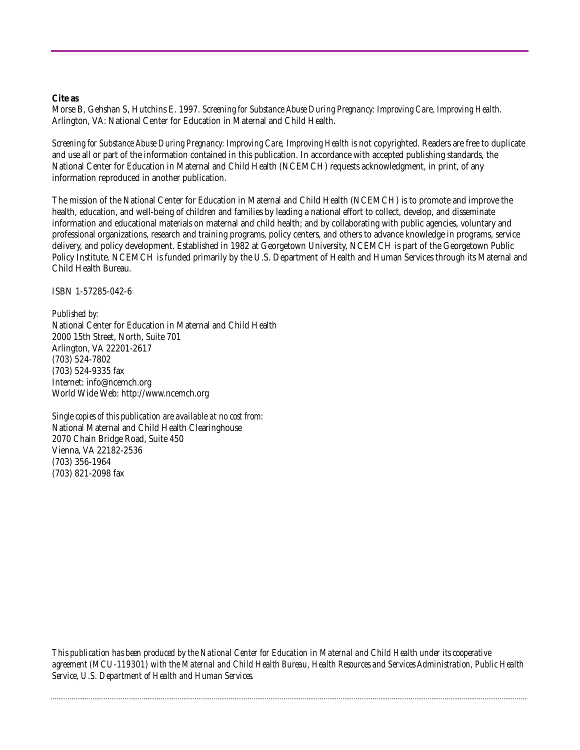**Cite as**
Morse B, Gehshan S, Hutchins E. 1997. *Screening for Substance Abuse During Pregnancy: Improving Care, Improving Health*. Arlington, VA: National Center for Education in Maternal and Child Health.

*Screening for Substance Abuse During Pregnancy: Improving Care, Improving Health* is not copyrighted. Readers are free to duplicate and use all or part of the information contained in this publication. In accordance with accepted publishing standards, the National Center for Education in Maternal and Child Health (NCEMCH) requests acknowledgment, in print, of any information reproduced in another publication.

The mission of the National Center for Education in Maternal and Child Health (NCEMCH) is to promote and improve the health, education, and well-being of children and families by leading a national effort to collect, develop, and disseminate information and educational materials on maternal and child health; and by collaborating with public agencies, voluntary and professional organizations, research and training programs, policy centers, and others to advance knowledge in programs, service delivery, and policy development. Established in 1982 at Georgetown University, NCEMCH is part of the Georgetown Public Policy Institute. NCEMCH is funded primarily by the U.S. Department of Health and Human Services through its Maternal and Child Health Bureau.

ISBN 1-57285-042-6

*Published by:*
National Center for Education in Maternal and Child Health
2000 15th Street, North, Suite 701
Arlington, VA 22201-2617
(703) 524-7802
(703) 524-9335 fax
Internet: info@ncemch.org
World Wide Web: http://www.ncemch.org

*Single copies of this publication are available at no cost from:*
National Maternal and Child Health Clearinghouse
2070 Chain Bridge Road, Suite 450
Vienna, VA 22182-2536
(703) 356-1964
(703) 821-2098 fax

*This publication has been produced by the National Center for Education in Maternal and Child Health under its cooperative agreement (MCU-119301) with the Maternal and Child Health Bureau, Health Resources and Services Administration, Public Health Service, U.S. Department of Health and Human Services.*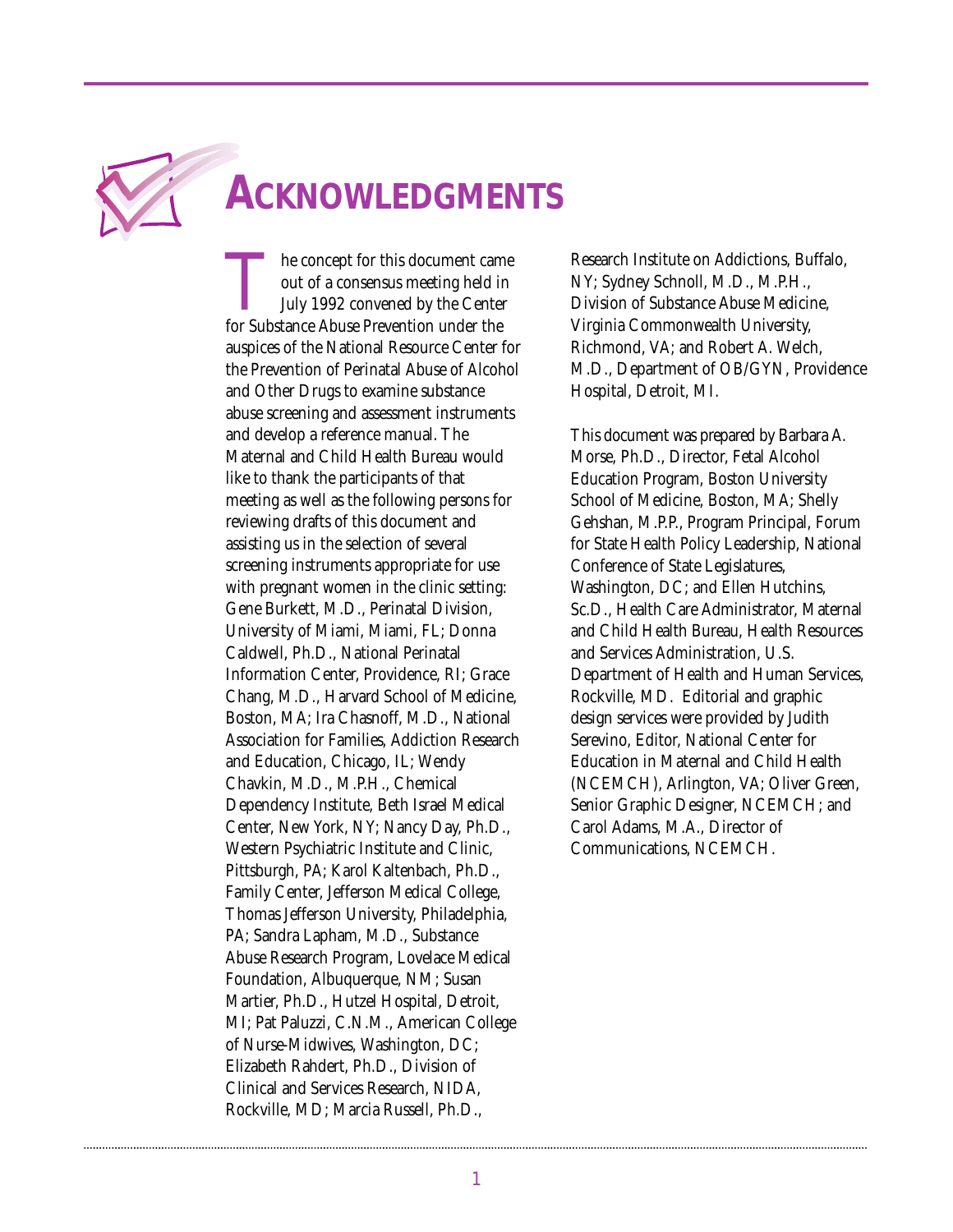# ACKNOWLEDGMENTS

The concept for this document came out of a consensus meeting held in July 1992 convened by the Center for Substance Abuse Prevention under the auspices of the National Resource Center for the Prevention of Perinatal Abuse of Alcohol and Other Drugs to examine substance abuse screening and assessment instruments and develop a reference manual. The Maternal and Child Health Bureau would like to thank the participants of that meeting as well as the following persons for reviewing drafts of this document and assisting us in the selection of several screening instruments appropriate for use with pregnant women in the clinic setting: Gene Burkett, M.D., Perinatal Division, University of Miami, Miami, FL; Donna Caldwell, Ph.D., National Perinatal Information Center, Providence, RI; Grace Chang, M.D., Harvard School of Medicine, Boston, MA; Ira Chasnoff, M.D., National Association for Families, Addiction Research and Education, Chicago, IL; Wendy Chavkin, M.D., M.P.H., Chemical Dependency Institute, Beth Israel Medical Center, New York, NY; Nancy Day, Ph.D., Western Psychiatric Institute and Clinic, Pittsburgh, PA; Karol Kaltenbach, Ph.D., Family Center, Jefferson Medical College, Thomas Jefferson University, Philadelphia, PA; Sandra Lapham, M.D., Substance Abuse Research Program, Lovelace Medical Foundation, Albuquerque, NM; Susan Martier, Ph.D., Hutzel Hospital, Detroit, MI; Pat Paluzzi, C.N.M., American College of Nurse-Midwives, Washington, DC; Elizabeth Rahdert, Ph.D., Division of Clinical and Services Research, NIDA, Rockville, MD; Marcia Russell, Ph.D., Research Institute on Addictions, Buffalo, NY; Sydney Schnoll, M.D., M.P.H., Division of Substance Abuse Medicine, Virginia Commonwealth University, Richmond, VA; and Robert A. Welch, M.D., Department of OB/GYN, Providence Hospital, Detroit, MI.

This document was prepared by Barbara A. Morse, Ph.D., Director, Fetal Alcohol Education Program, Boston University School of Medicine, Boston, MA; Shelly Gehshan, M.P.P., Program Principal, Forum for State Health Policy Leadership, National Conference of State Legislatures, Washington, DC; and Ellen Hutchins, Sc.D., Health Care Administrator, Maternal and Child Health Bureau, Health Resources and Services Administration, U.S. Department of Health and Human Services, Rockville, MD. Editorial and graphic design services were provided by Judith Serevino, Editor, National Center for Education in Maternal and Child Health (NCEMCH), Arlington, VA; Oliver Green, Senior Graphic Designer, NCEMCH; and Carol Adams, M.A., Director of Communications, NCEMCH.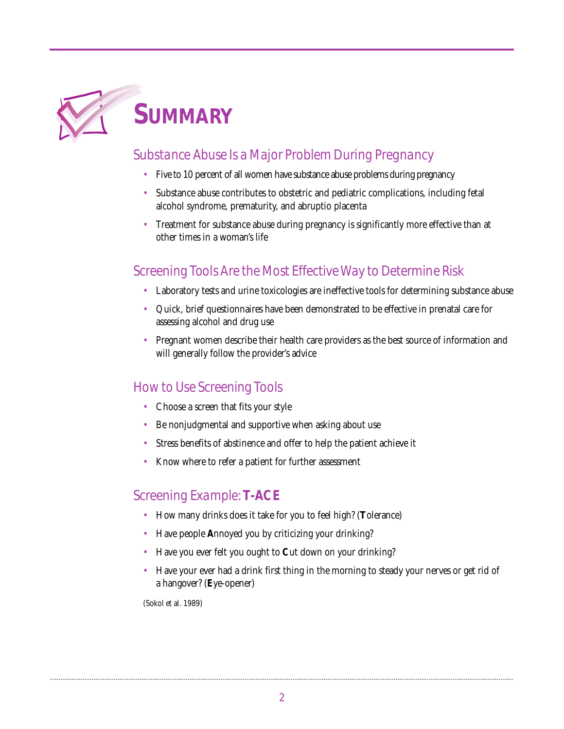# SUMMARY

## Substance Abuse Is a Major Problem During Pregnancy

- Five to 10 percent of all women have substance abuse problems during pregnancy
- Substance abuse contributes to obstetric and pediatric complications, including fetal alcohol syndrome, prematurity, and abruptio placenta
- Treatment for substance abuse during pregnancy is significantly more effective than at other times in a woman's life

## Screening Tools Are the Most Effective Way to Determine Risk

- Laboratory tests and urine toxicologies are ineffective tools for determining substance abuse
- Quick, brief questionnaires have been demonstrated to be effective in prenatal care for assessing alcohol and drug use
- Pregnant women describe their health care providers as the best source of information and will generally follow the provider's advice

## How to Use Screening Tools

- Choose a screen that fits your style
- Be nonjudgmental and supportive when asking about use
- Stress benefits of abstinence and offer to help the patient achieve it
- Know where to refer a patient for further assessment

## Screening Example: **T-ACE**

- How many drinks does it take for you to feel high? (**T**olerance)
- Have people **A**nnoyed you by criticizing your drinking?
- Have you ever felt you ought to **C**ut down on your drinking?
- Have your ever had a drink first thing in the morning to steady your nerves or get rid of a hangover? (**E**ye-opener)

(Sokol et al. 1989)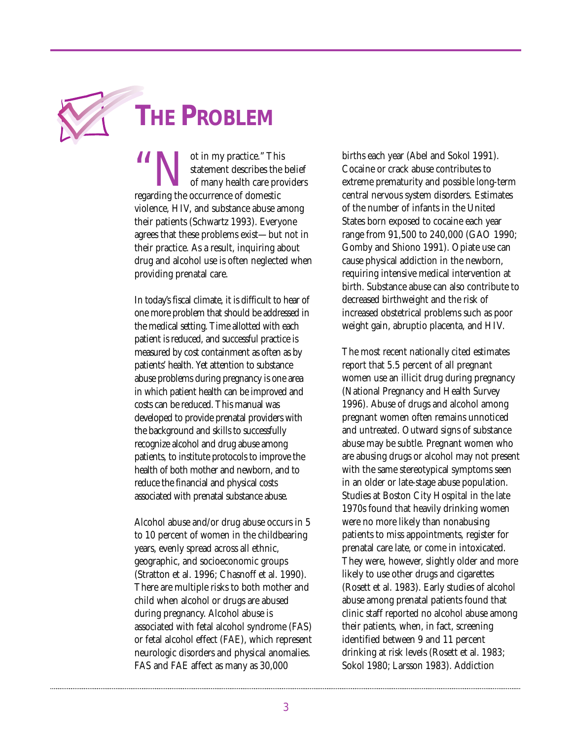# THE PROBLEM

"Not in my practice." This statement describes the belief of many health care providers regarding the occurrence of domestic violence, HIV, and substance abuse among their patients (Schwartz 1993). Everyone agrees that these problems exist—but not in their practice. As a result, inquiring about drug and alcohol use is often neglected when providing prenatal care.

In today's fiscal climate, it is difficult to hear of one more problem that should be addressed in the medical setting. Time allotted with each patient is reduced, and successful practice is measured by cost containment as often as by patients' health. Yet attention to substance abuse problems during pregnancy is one area in which patient health can be improved and costs can be reduced. This manual was developed to provide prenatal providers with the background and skills to successfully recognize alcohol and drug abuse among patients, to institute protocols to improve the health of both mother and newborn, and to reduce the financial and physical costs associated with prenatal substance abuse.

Alcohol abuse and/or drug abuse occurs in 5 to 10 percent of women in the childbearing years, evenly spread across all ethnic, geographic, and socioeconomic groups (Stratton et al. 1996; Chasnoff et al. 1990). There are multiple risks to both mother and child when alcohol or drugs are abused during pregnancy. Alcohol abuse is associated with fetal alcohol syndrome (FAS) or fetal alcohol effect (FAE), which represent neurologic disorders and physical anomalies. FAS and FAE affect as many as 30,000 births each year (Abel and Sokol 1991). Cocaine or crack abuse contributes to extreme prematurity and possible long-term central nervous system disorders. Estimates of the number of infants in the United States born exposed to cocaine each year range from 91,500 to 240,000 (GAO 1990; Gomby and Shiono 1991). Opiate use can cause physical addiction in the newborn, requiring intensive medical intervention at birth. Substance abuse can also contribute to decreased birthweight and the risk of increased obstetrical problems such as poor weight gain, abruptio placenta, and HIV.

The most recent nationally cited estimates report that 5.5 percent of all pregnant women use an illicit drug during pregnancy (National Pregnancy and Health Survey 1996). Abuse of drugs and alcohol among pregnant women often remains unnoticed and untreated. Outward signs of substance abuse may be subtle. Pregnant women who are abusing drugs or alcohol may not present with the same stereotypical symptoms seen in an older or late-stage abuse population. Studies at Boston City Hospital in the late 1970s found that heavily drinking women were no more likely than nonabusing patients to miss appointments, register for prenatal care late, or come in intoxicated. They were, however, slightly older and more likely to use other drugs and cigarettes (Rosett et al. 1983). Early studies of alcohol abuse among prenatal patients found that clinic staff reported no alcohol abuse among their patients, when, in fact, screening identified between 9 and 11 percent drinking at risk levels (Rosett et al. 1983; Sokol 1980; Larsson 1983). Addiction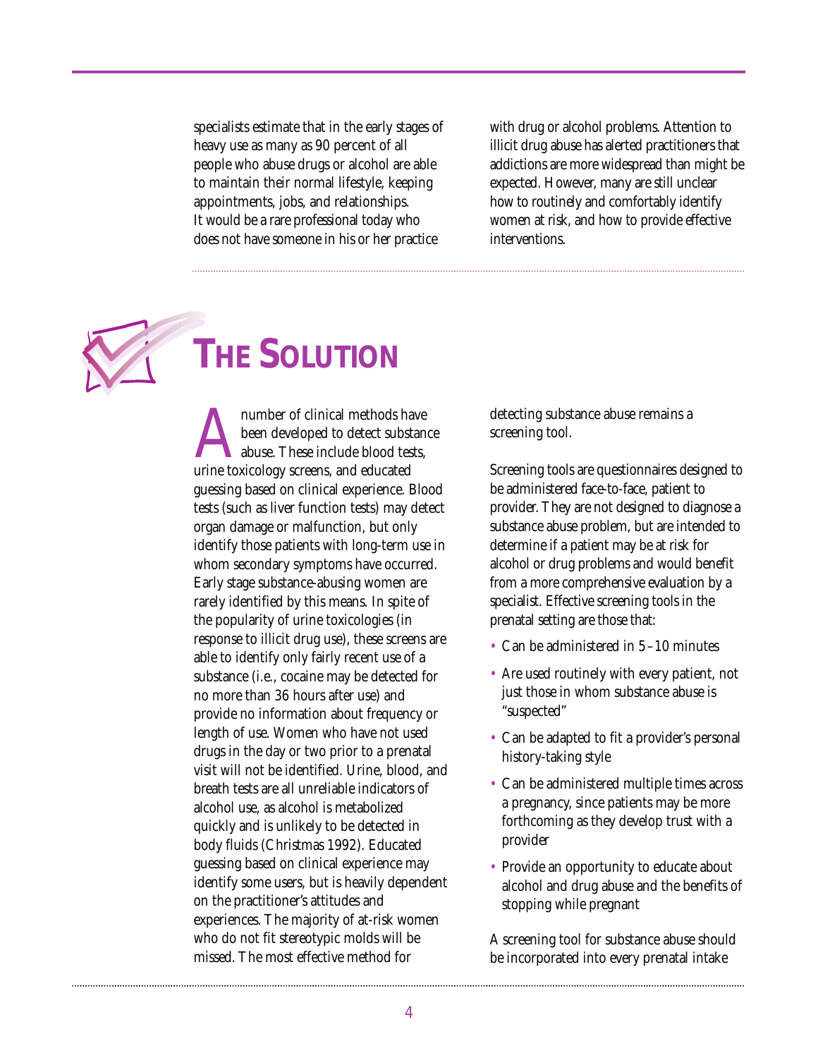specialists estimate that in the early stages of heavy use as many as 90 percent of all people who abuse drugs or alcohol are able to maintain their normal lifestyle, keeping appointments, jobs, and relationships. It would be a rare professional today who does not have someone in his or her practice with drug or alcohol problems. Attention to illicit drug abuse has alerted practitioners that addictions are more widespread than might be expected. However, many are still unclear how to routinely and comfortably identify women at risk, and how to provide effective interventions.

# THE SOLUTION

A number of clinical methods have been developed to detect substance abuse. These include blood tests, urine toxicology screens, and educated guessing based on clinical experience. Blood tests (such as liver function tests) may detect organ damage or malfunction, but only identify those patients with long-term use in whom secondary symptoms have occurred. Early stage substance-abusing women are rarely identified by this means. In spite of the popularity of urine toxicologies (in response to illicit drug use), these screens are able to identify only fairly recent use of a substance (i.e., cocaine may be detected for no more than 36 hours after use) and provide no information about frequency or length of use. Women who have not used drugs in the day or two prior to a prenatal visit will not be identified. Urine, blood, and breath tests are all unreliable indicators of alcohol use, as alcohol is metabolized quickly and is unlikely to be detected in body fluids (Christmas 1992). Educated guessing based on clinical experience may identify some users, but is heavily dependent on the practitioner's attitudes and experiences. The majority of at-risk women who do not fit stereotypic molds will be missed. The most effective method for detecting substance abuse remains a screening tool.

Screening tools are questionnaires designed to be administered face-to-face, patient to provider. They are not designed to diagnose a substance abuse problem, but are intended to determine if a patient may be at risk for alcohol or drug problems and would benefit from a more comprehensive evaluation by a specialist. Effective screening tools in the prenatal setting are those that:

- Can be administered in 5–10 minutes
- Are used routinely with every patient, not just those in whom substance abuse is "suspected"
- Can be adapted to fit a provider's personal history-taking style
- Can be administered multiple times across a pregnancy, since patients may be more forthcoming as they develop trust with a provider
- Provide an opportunity to educate about alcohol and drug abuse and the benefits of stopping while pregnant

A screening tool for substance abuse should be incorporated into every prenatal intake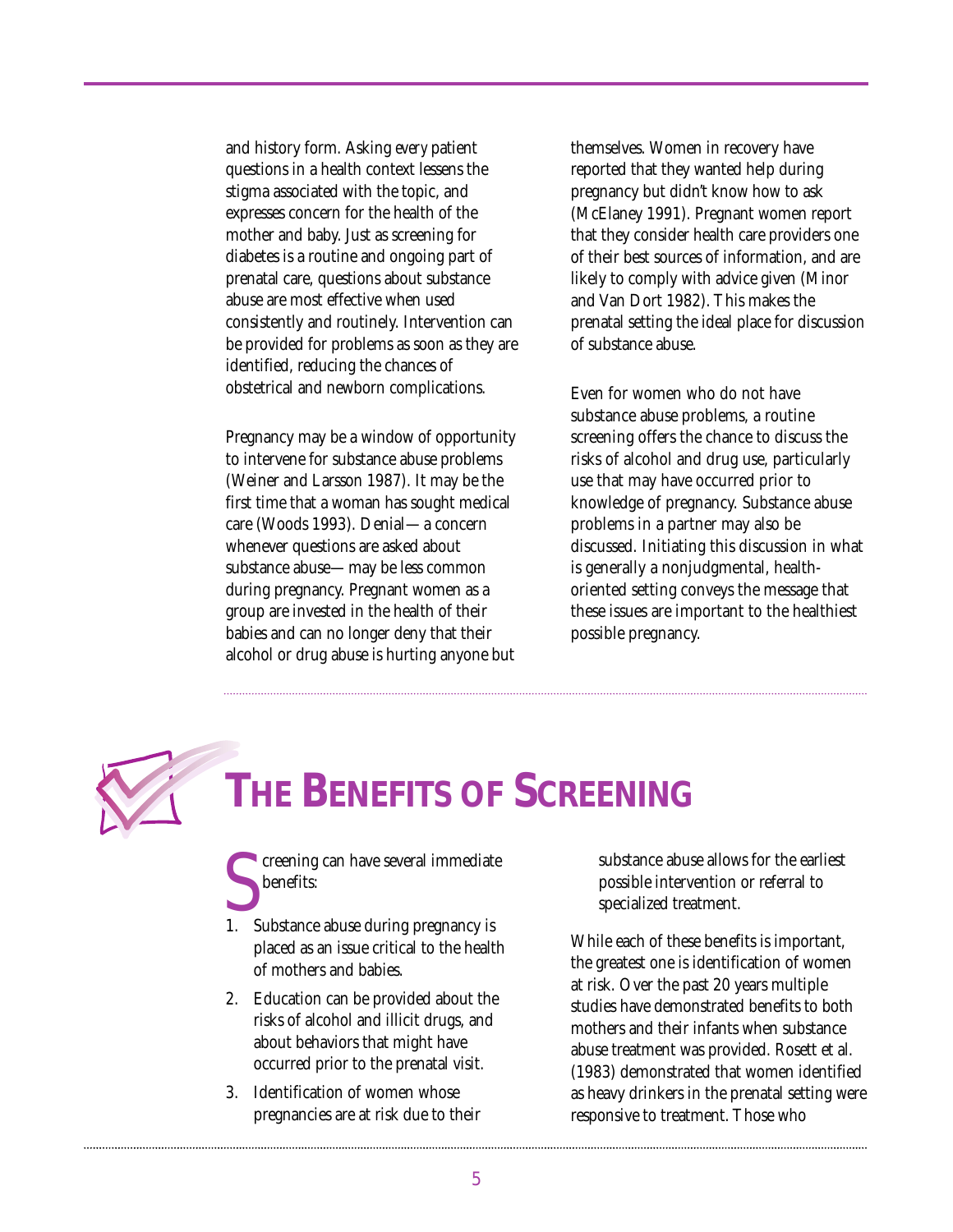and history form. Asking every patient questions in a health context lessens the stigma associated with the topic, and expresses concern for the health of the mother and baby. Just as screening for diabetes is a routine and ongoing part of prenatal care, questions about substance abuse are most effective when used consistently and routinely. Intervention can be provided for problems as soon as they are identified, reducing the chances of obstetrical and newborn complications.

Pregnancy may be a window of opportunity to intervene for substance abuse problems (Weiner and Larsson 1987). It may be the first time that a woman has sought medical care (Woods 1993). Denial—a concern whenever questions are asked about substance abuse—may be less common during pregnancy. Pregnant women as a group are invested in the health of their babies and can no longer deny that their alcohol or drug abuse is hurting anyone but themselves. Women in recovery have reported that they wanted help during pregnancy but didn't know how to ask (McElaney 1991). Pregnant women report that they consider health care providers one of their best sources of information, and are likely to comply with advice given (Minor and Van Dort 1982). This makes the prenatal setting the ideal place for discussion of substance abuse.

Even for women who do not have substance abuse problems, a routine screening offers the chance to discuss the risks of alcohol and drug use, particularly use that may have occurred prior to knowledge of pregnancy. Substance abuse problems in a partner may also be discussed. Initiating this discussion in what is generally a nonjudgmental, health-oriented setting conveys the message that these issues are important to the healthiest possible pregnancy.

# The Benefits of Screening

Screening can have several immediate benefits:

1. Substance abuse during pregnancy is placed as an issue critical to the health of mothers and babies.
2. Education can be provided about the risks of alcohol and illicit drugs, and about behaviors that might have occurred prior to the prenatal visit.
3. Identification of women whose pregnancies are at risk due to their substance abuse allows for the earliest possible intervention or referral to specialized treatment.

While each of these benefits is important, the greatest one is identification of women at risk. Over the past 20 years multiple studies have demonstrated benefits to both mothers and their infants when substance abuse treatment was provided. Rosett et al. (1983) demonstrated that women identified as heavy drinkers in the prenatal setting were responsive to treatment. Those who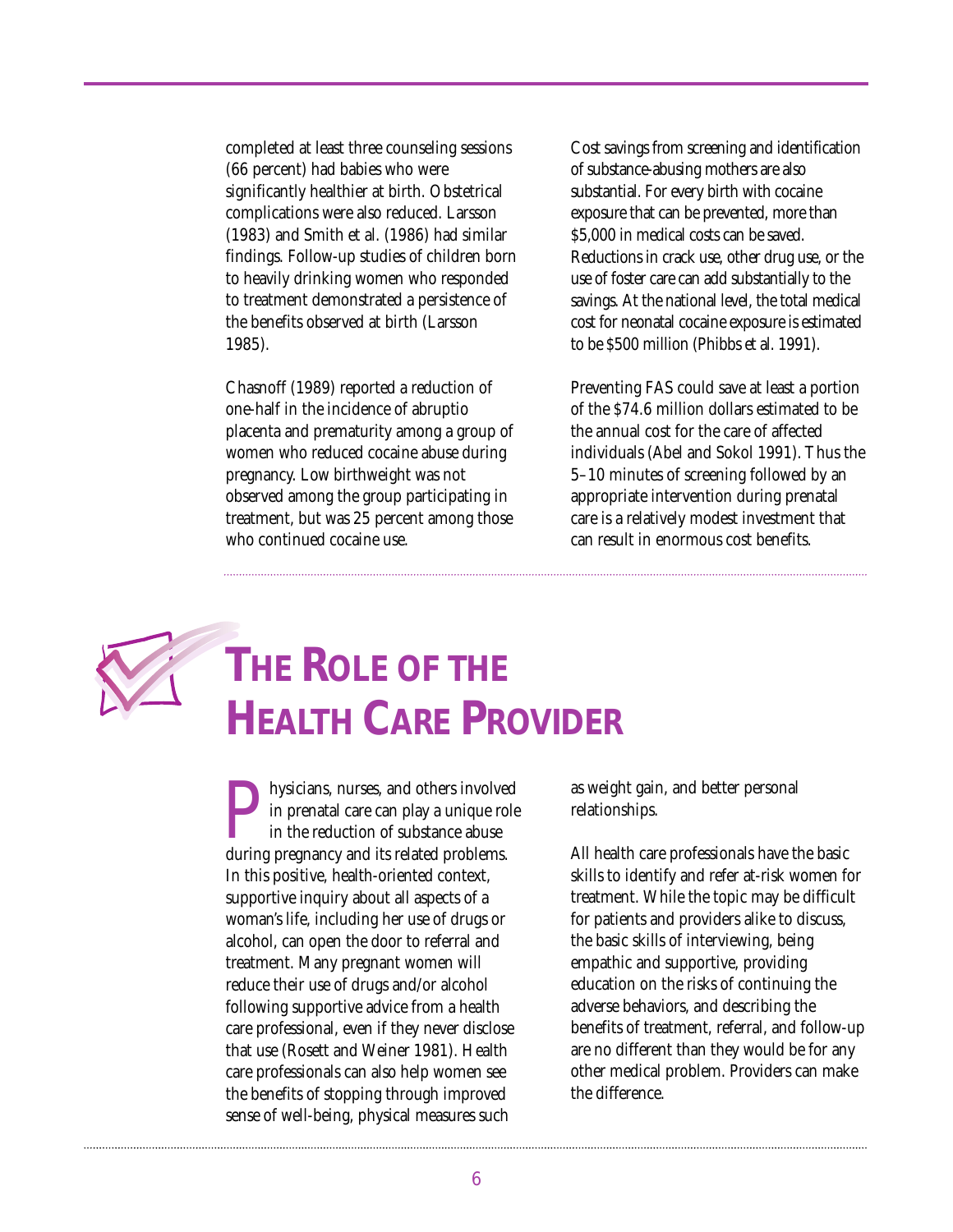completed at least three counseling sessions (66 percent) had babies who were significantly healthier at birth. Obstetrical complications were also reduced. Larsson (1983) and Smith et al. (1986) had similar findings. Follow-up studies of children born to heavily drinking women who responded to treatment demonstrated a persistence of the benefits observed at birth (Larsson 1985).

Chasnoff (1989) reported a reduction of one-half in the incidence of abruptio placenta and prematurity among a group of women who reduced cocaine abuse during pregnancy. Low birthweight was not observed among the group participating in treatment, but was 25 percent among those who continued cocaine use.

Cost savings from screening and identification of substance-abusing mothers are also substantial. For every birth with cocaine exposure that can be prevented, more than $5,000 in medical costs can be saved. Reductions in crack use, other drug use, or the use of foster care can add substantially to the savings. At the national level, the total medical cost for neonatal cocaine exposure is estimated to be $500 million (Phibbs et al. 1991).

Preventing FAS could save at least a portion of the $74.6 million dollars estimated to be the annual cost for the care of affected individuals (Abel and Sokol 1991). Thus the 5–10 minutes of screening followed by an appropriate intervention during prenatal care is a relatively modest investment that can result in enormous cost benefits.

# The Role of the Health Care Provider

Physicians, nurses, and others involved in prenatal care can play a unique role in the reduction of substance abuse during pregnancy and its related problems. In this positive, health-oriented context, supportive inquiry about all aspects of a woman's life, including her use of drugs or alcohol, can open the door to referral and treatment. Many pregnant women will reduce their use of drugs and/or alcohol following supportive advice from a health care professional, even if they never disclose that use (Rosett and Weiner 1981). Health care professionals can also help women see the benefits of stopping through improved sense of well-being, physical measures such as weight gain, and better personal relationships.

All health care professionals have the basic skills to identify and refer at-risk women for treatment. While the topic may be difficult for patients and providers alike to discuss, the basic skills of interviewing, being empathic and supportive, providing education on the risks of continuing the adverse behaviors, and describing the benefits of treatment, referral, and follow-up are no different than they would be for any other medical problem. Providers can make the difference.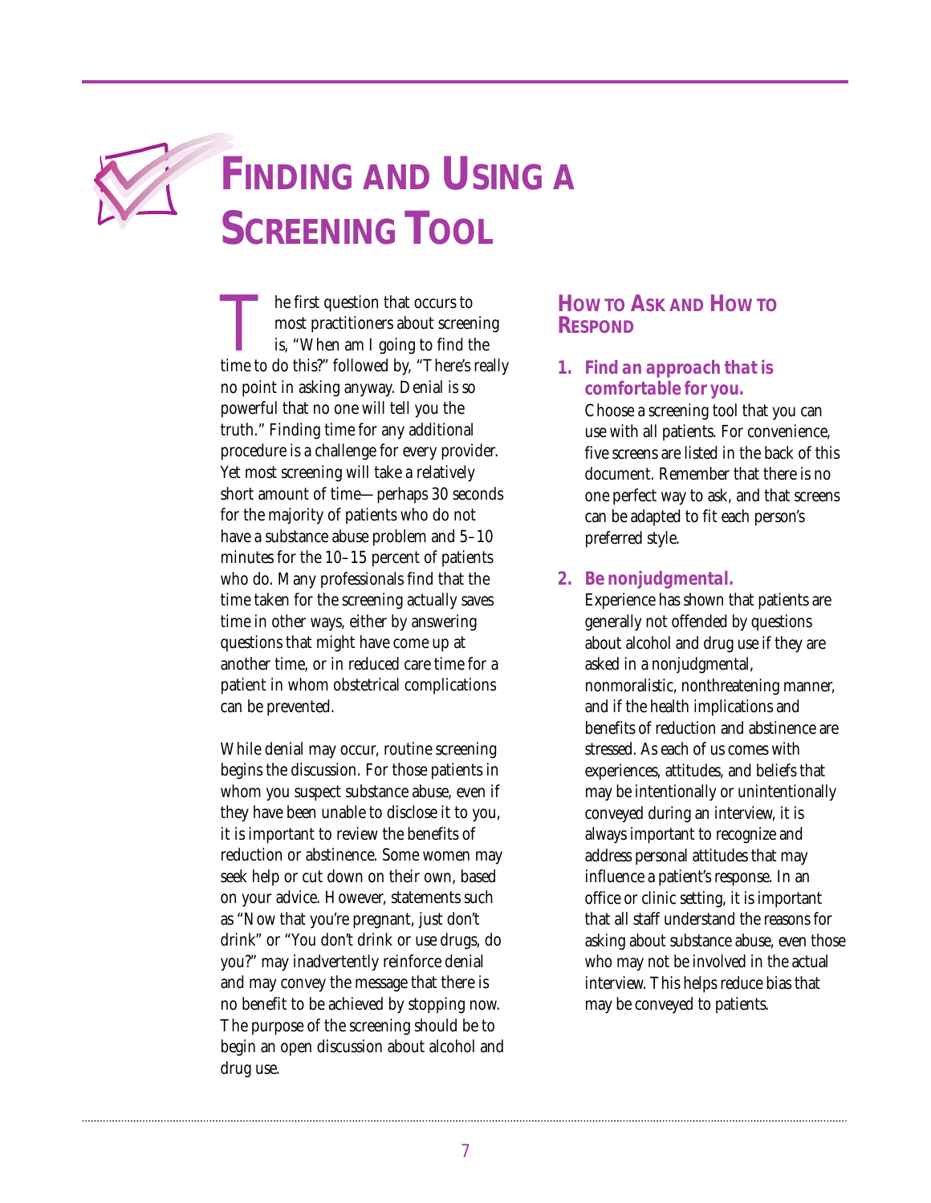# Finding and Using a Screening Tool

The first question that occurs to most practitioners about screening is, "When am I going to find the time to do this?" followed by, "There's really no point in asking anyway. Denial is so powerful that no one will tell you the truth." Finding time for any additional procedure is a challenge for every provider. Yet most screening will take a relatively short amount of time—perhaps 30 seconds for the majority of patients who do not have a substance abuse problem and 5–10 minutes for the 10–15 percent of patients who do. Many professionals find that the time taken for the screening actually saves time in other ways, either by answering questions that might have come up at another time, or in reduced care time for a patient in whom obstetrical complications can be prevented.

While denial may occur, routine screening begins the discussion. For those patients in whom you suspect substance abuse, even if they have been unable to disclose it to you, it is important to review the benefits of reduction or abstinence. Some women may seek help or cut down on their own, based on your advice. However, statements such as "Now that you're pregnant, just don't drink" or "You don't drink or use drugs, do you?" may inadvertently reinforce denial and may convey the message that there is no benefit to be achieved by stopping now. The purpose of the screening should be to begin an open discussion about alcohol and drug use.

## How to Ask and How to Respond

1. ***Find an approach that is comfortable for you.***
   Choose a screening tool that you can use with all patients. For convenience, five screens are listed in the back of this document. Remember that there is no one perfect way to ask, and that screens can be adapted to fit each person's preferred style.

2. ***Be nonjudgmental.***
   Experience has shown that patients are generally not offended by questions about alcohol and drug use if they are asked in a nonjudgmental, nonmoralistic, nonthreatening manner, and if the health implications and benefits of reduction and abstinence are stressed. As each of us comes with experiences, attitudes, and beliefs that may be intentionally or unintentionally conveyed during an interview, it is always important to recognize and address personal attitudes that may influence a patient's response. In an office or clinic setting, it is important that all staff understand the reasons for asking about substance abuse, even those who may not be involved in the actual interview. This helps reduce bias that may be conveyed to patients.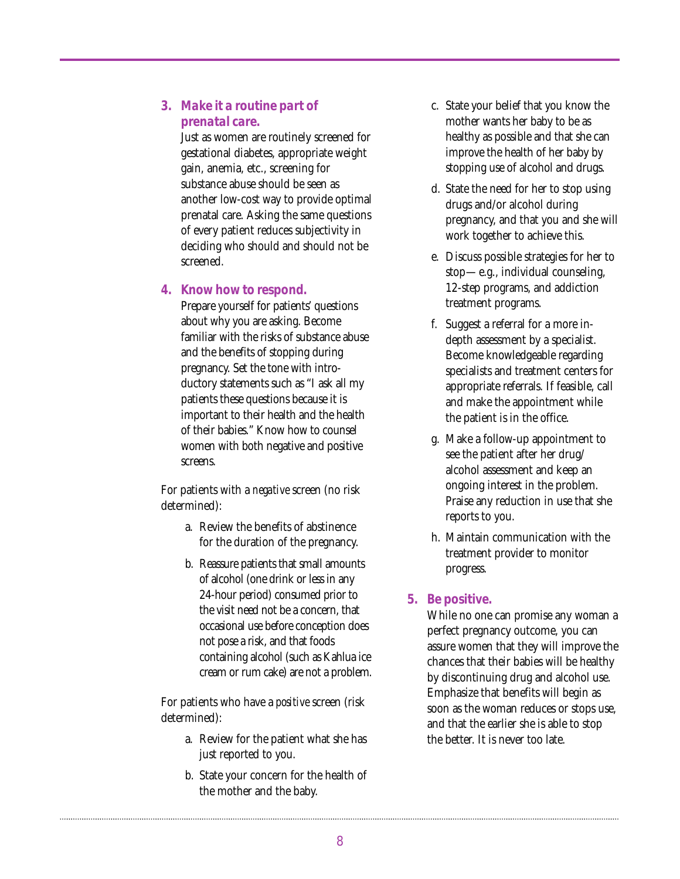### 3. *Make it a routine part of prenatal care.*

Just as women are routinely screened for gestational diabetes, appropriate weight gain, anemia, etc., screening for substance abuse should be seen as another low-cost way to provide optimal prenatal care. Asking the same questions of every patient reduces subjectivity in deciding who should and should not be screened.

### 4. Know how to respond.

Prepare yourself for patients' questions about why you are asking. Become familiar with the risks of substance abuse and the benefits of stopping during pregnancy. Set the tone with introductory statements such as "I ask all my patients these questions because it is important to their health and the health of their babies." Know how to counsel women with both negative and positive screens.

For patients with a *negative* screen (no risk determined):

a. Review the benefits of abstinence for the duration of the pregnancy.

b. Reassure patients that small amounts of alcohol (one drink or less in any 24-hour period) consumed prior to the visit need not be a concern, that occasional use before conception does not pose a risk, and that foods containing alcohol (such as Kahlua ice cream or rum cake) are not a problem.

For patients who have a *positive* screen (risk determined):

a. Review for the patient what she has just reported to you.

b. State your concern for the health of the mother and the baby.

c. State your belief that you know the mother wants her baby to be as healthy as possible and that she can improve the health of her baby by stopping use of alcohol and drugs.

d. State the need for her to stop using drugs and/or alcohol during pregnancy, and that you and she will work together to achieve this.

e. Discuss possible strategies for her to stop—e.g., individual counseling, 12-step programs, and addiction treatment programs.

f. Suggest a referral for a more in-depth assessment by a specialist. Become knowledgeable regarding specialists and treatment centers for appropriate referrals. If feasible, call and make the appointment while the patient is in the office.

g. Make a follow-up appointment to see the patient after her drug/alcohol assessment and keep an ongoing interest in the problem. Praise any reduction in use that she reports to you.

h. Maintain communication with the treatment provider to monitor progress.

### 5. Be positive.

While no one can promise any woman a perfect pregnancy outcome, you can assure women that they will improve the chances that their babies will be healthy by discontinuing drug and alcohol use. Emphasize that benefits will begin as soon as the woman reduces or stops use, and that the earlier she is able to stop the better. It is never too late.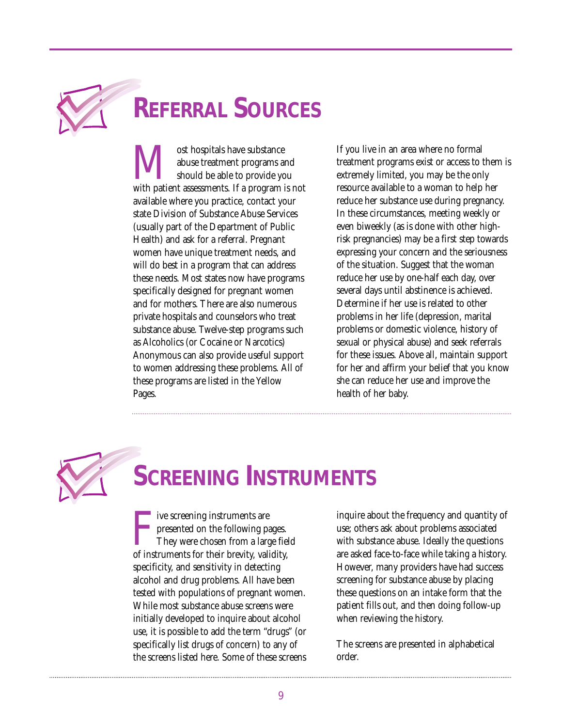# Referral Sources

Most hospitals have substance abuse treatment programs and should be able to provide you with patient assessments. If a program is not available where you practice, contact your state Division of Substance Abuse Services (usually part of the Department of Public Health) and ask for a referral. Pregnant women have unique treatment needs, and will do best in a program that can address these needs. Most states now have programs specifically designed for pregnant women and for mothers. There are also numerous private hospitals and counselors who treat substance abuse. Twelve-step programs such as Alcoholics (or Cocaine or Narcotics) Anonymous can also provide useful support to women addressing these problems. All of these programs are listed in the Yellow Pages.

If you live in an area where no formal treatment programs exist or access to them is extremely limited, you may be the only resource available to a woman to help her reduce her substance use during pregnancy. In these circumstances, meeting weekly or even biweekly (as is done with other high-risk pregnancies) may be a first step towards expressing your concern and the seriousness of the situation. Suggest that the woman reduce her use by one-half each day, over several days until abstinence is achieved. Determine if her use is related to other problems in her life (depression, marital problems or domestic violence, history of sexual or physical abuse) and seek referrals for these issues. Above all, maintain support for her and affirm your belief that you know she can reduce her use and improve the health of her baby.

# Screening Instruments

Five screening instruments are presented on the following pages. They were chosen from a large field of instruments for their brevity, validity, specificity, and sensitivity in detecting alcohol and drug problems. All have been tested with populations of pregnant women. While most substance abuse screens were initially developed to inquire about alcohol use, it is possible to add the term "drugs" (or specifically list drugs of concern) to any of the screens listed here. Some of these screens inquire about the frequency and quantity of use; others ask about problems associated with substance abuse. Ideally the questions are asked face-to-face while taking a history. However, many providers have had success screening for substance abuse by placing these questions on an intake form that the patient fills out, and then doing follow-up when reviewing the history.

The screens are presented in alphabetical order.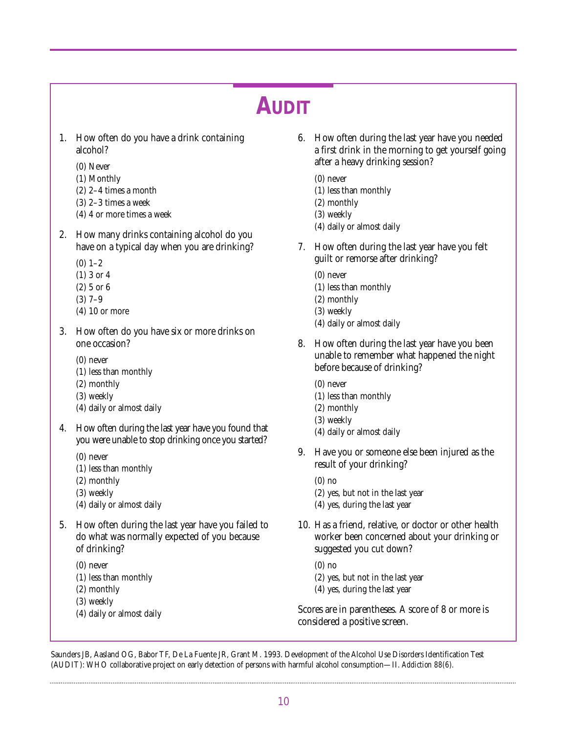# AUDIT

1. How often do you have a drink containing alcohol?
   - (0) Never
   - (1) Monthly
   - (2) 2–4 times a month
   - (3) 2–3 times a week
   - (4) 4 or more times a week

2. How many drinks containing alcohol do you have on a typical day when you are drinking?
   - (0) 1–2
   - (1) 3 or 4
   - (2) 5 or 6
   - (3) 7–9
   - (4) 10 or more

3. How often do you have six or more drinks on one occasion?
   - (0) never
   - (1) less than monthly
   - (2) monthly
   - (3) weekly
   - (4) daily or almost daily

4. How often during the last year have you found that you were unable to stop drinking once you started?
   - (0) never
   - (1) less than monthly
   - (2) monthly
   - (3) weekly
   - (4) daily or almost daily

5. How often during the last year have you failed to do what was normally expected of you because of drinking?
   - (0) never
   - (1) less than monthly
   - (2) monthly
   - (3) weekly
   - (4) daily or almost daily

6. How often during the last year have you needed a first drink in the morning to get yourself going after a heavy drinking session?
   - (0) never
   - (1) less than monthly
   - (2) monthly
   - (3) weekly
   - (4) daily or almost daily

7. How often during the last year have you felt guilt or remorse after drinking?
   - (0) never
   - (1) less than monthly
   - (2) monthly
   - (3) weekly
   - (4) daily or almost daily

8. How often during the last year have you been unable to remember what happened the night before because of drinking?
   - (0) never
   - (1) less than monthly
   - (2) monthly
   - (3) weekly
   - (4) daily or almost daily

9. Have you or someone else been injured as the result of your drinking?
   - (0) no
   - (2) yes, but not in the last year
   - (4) yes, during the last year

10. Has a friend, relative, or doctor or other health worker been concerned about your drinking or suggested you cut down?
    - (0) no
    - (2) yes, but not in the last year
    - (4) yes, during the last year

Scores are in parentheses. A score of 8 or more is considered a positive screen.

Saunders JB, Aasland OG, Babor TF, De La Fuente JR, Grant M. 1993. Development of the Alcohol Use Disorders Identification Test (AUDIT): WHO collaborative project on early detection of persons with harmful alcohol consumption—II. *Addiction 88(6).*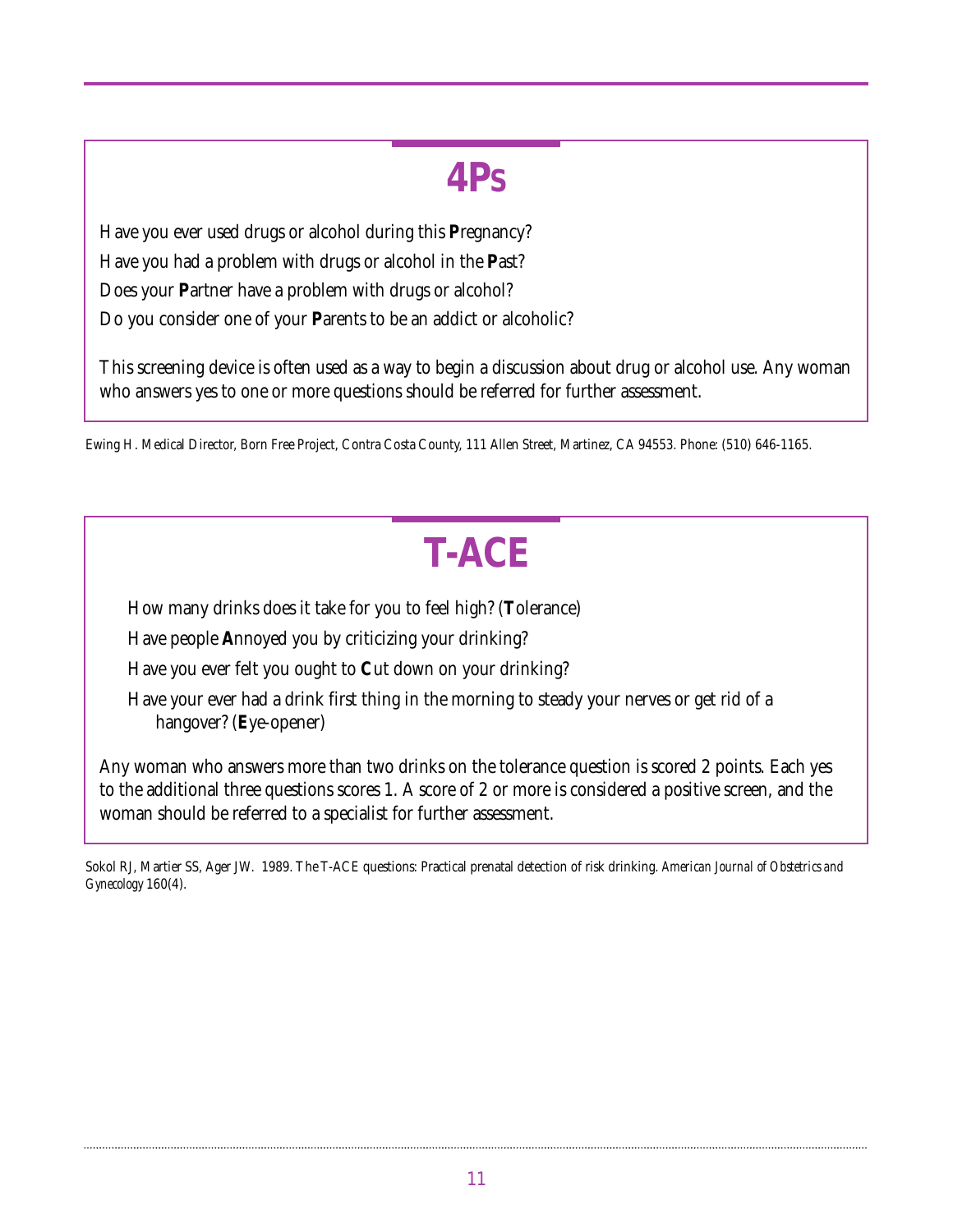## 4Ps

Have you ever used drugs or alcohol during this **P**regnancy?

Have you had a problem with drugs or alcohol in the **P**ast?

Does your **P**artner have a problem with drugs or alcohol?

Do you consider one of your **P**arents to be an addict or alcoholic?

This screening device is often used as a way to begin a discussion about drug or alcohol use. Any woman who answers yes to one or more questions should be referred for further assessment.

Ewing H. Medical Director, Born Free Project, Contra Costa County, 111 Allen Street, Martinez, CA 94553. Phone: (510) 646-1165.

## T-ACE

How many drinks does it take for you to feel high? (**T**olerance)

Have people **A**nnoyed you by criticizing your drinking?

Have you ever felt you ought to **C**ut down on your drinking?

Have your ever had a drink first thing in the morning to steady your nerves or get rid of a hangover? (**E**ye-opener)

Any woman who answers more than two drinks on the tolerance question is scored 2 points. Each yes to the additional three questions scores 1. A score of 2 or more is considered a positive screen, and the woman should be referred to a specialist for further assessment.

Sokol RJ, Martier SS, Ager JW. 1989. The T-ACE questions: Practical prenatal detection of risk drinking. *American Journal of Obstetrics and Gynecology* 160(4).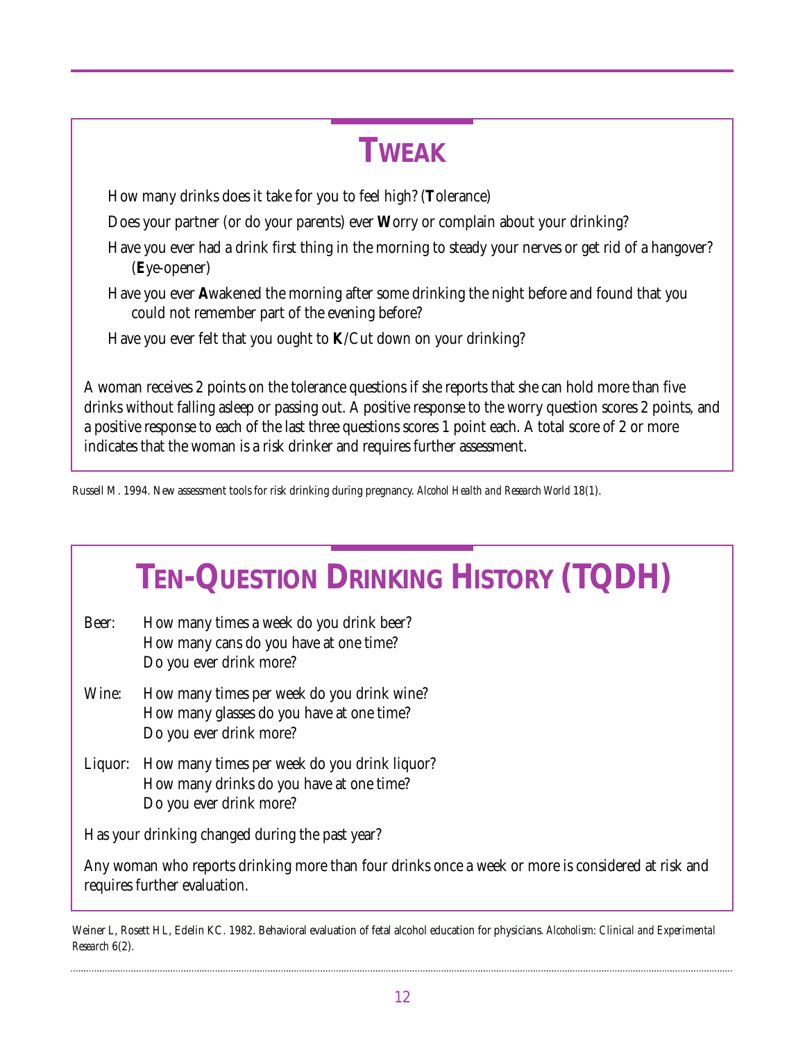## TWEAK

How many drinks does it take for you to feel high? (**T**olerance)

Does your partner (or do your parents) ever **W**orry or complain about your drinking?

Have you ever had a drink first thing in the morning to steady your nerves or get rid of a hangover? (**E**ye-opener)

Have you ever **A**wakened the morning after some drinking the night before and found that you could not remember part of the evening before?

Have you ever felt that you ought to **K**/Cut down on your drinking?

A woman receives 2 points on the tolerance questions if she reports that she can hold more than five drinks without falling asleep or passing out. A positive response to the worry question scores 2 points, and a positive response to each of the last three questions scores 1 point each. A total score of 2 or more indicates that the woman is a risk drinker and requires further assessment.

Russell M. 1994. New assessment tools for risk drinking during pregnancy. *Alcohol Health and Research World* 18(1).

## TEN-QUESTION DRINKING HISTORY (TQDH)

Beer: How many times a week do you drink beer?
How many cans do you have at one time?
Do you ever drink more?

Wine: How many times per week do you drink wine?
How many glasses do you have at one time?
Do you ever drink more?

Liquor: How many times per week do you drink liquor?
How many drinks do you have at one time?
Do you ever drink more?

Has your drinking changed during the past year?

Any woman who reports drinking more than four drinks once a week or more is considered at risk and requires further evaluation.

Weiner L, Rosett HL, Edelin KC. 1982. Behavioral evaluation of fetal alcohol education for physicians. *Alcoholism: Clinical and Experimental Research* 6(2).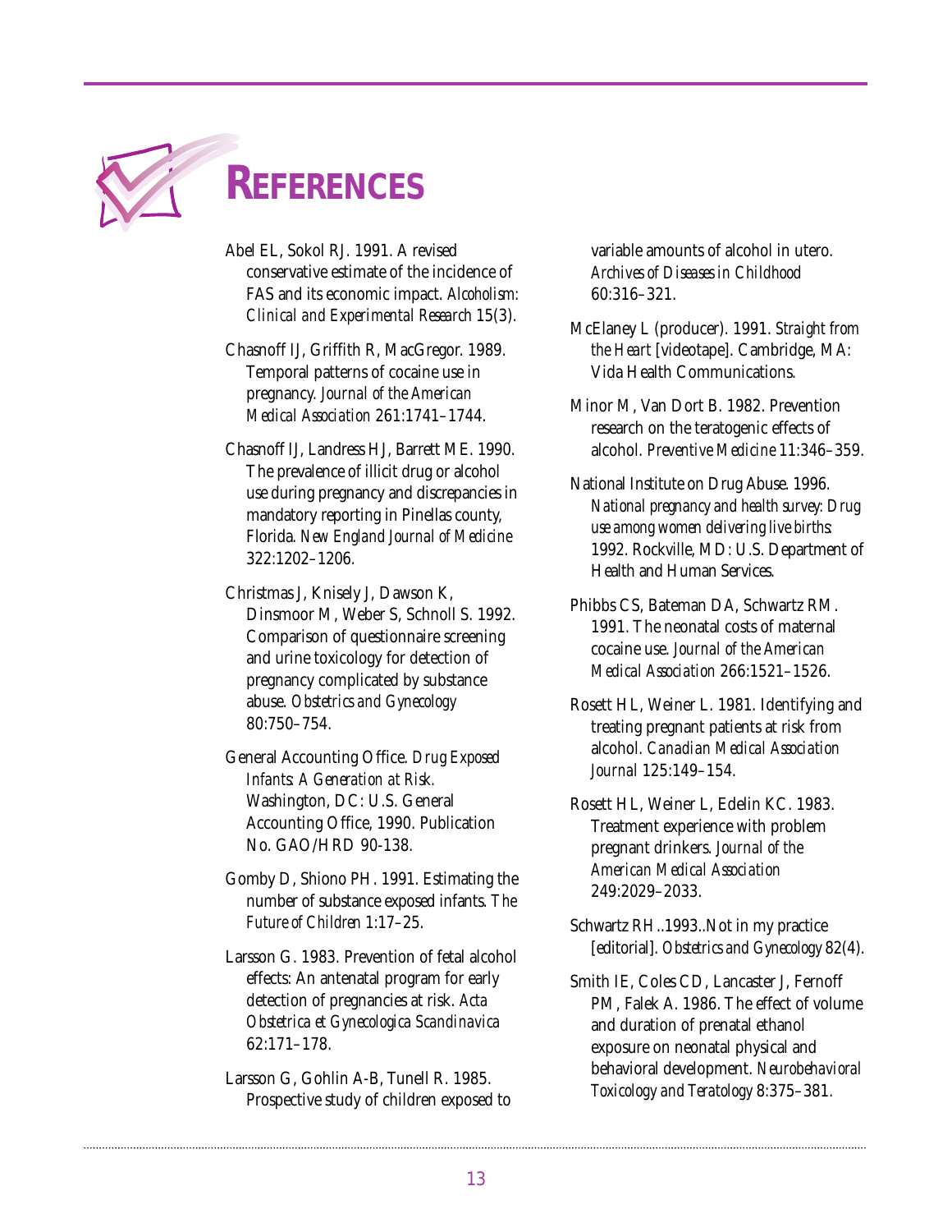# REFERENCES

Abel EL, Sokol RJ. 1991. A revised conservative estimate of the incidence of FAS and its economic impact. *Alcoholism: Clinical and Experimental Research* 15(3).

Chasnoff IJ, Griffith R, MacGregor. 1989. Temporal patterns of cocaine use in pregnancy. *Journal of the American Medical Association* 261:1741–1744.

Chasnoff IJ, Landress HJ, Barrett ME. 1990. The prevalence of illicit drug or alcohol use during pregnancy and discrepancies in mandatory reporting in Pinellas county, Florida. *New England Journal of Medicine* 322:1202–1206.

Christmas J, Knisely J, Dawson K, Dinsmoor M, Weber S, Schnoll S. 1992. Comparison of questionnaire screening and urine toxicology for detection of pregnancy complicated by substance abuse. *Obstetrics and Gynecology* 80:750–754.

General Accounting Office. *Drug Exposed Infants: A Generation at Risk.* Washington, DC: U.S. General Accounting Office, 1990. Publication No. GAO/HRD 90-138.

Gomby D, Shiono PH. 1991. Estimating the number of substance exposed infants. *The Future of Children* 1:17–25.

Larsson G. 1983. Prevention of fetal alcohol effects: An antenatal program for early detection of pregnancies at risk. *Acta Obstetrica et Gynecologica Scandinavica* 62:171–178.

Larsson G, Gohlin A-B, Tunell R. 1985. Prospective study of children exposed to variable amounts of alcohol in utero. *Archives of Diseases in Childhood* 60:316–321.

McElaney L (producer). 1991. *Straight from the Heart* [videotape]. Cambridge, MA: Vida Health Communications.

Minor M, Van Dort B. 1982. Prevention research on the teratogenic effects of alcohol. *Preventive Medicine* 11:346–359.

National Institute on Drug Abuse. 1996. *National pregnancy and health survey: Drug use among women delivering live births*: 1992. Rockville, MD: U.S. Department of Health and Human Services.

Phibbs CS, Bateman DA, Schwartz RM. 1991. The neonatal costs of maternal cocaine use. *Journal of the American Medical Association* 266:1521–1526.

Rosett HL, Weiner L. 1981. Identifying and treating pregnant patients at risk from alcohol. *Canadian Medical Association Journal* 125:149–154.

Rosett HL, Weiner L, Edelin KC. 1983. Treatment experience with problem pregnant drinkers. *Journal of the American Medical Association* 249:2029–2033.

Schwartz RH..1993..Not in my practice [editorial]. *Obstetrics and Gynecology* 82(4).

Smith IE, Coles CD, Lancaster J, Fernoff PM, Falek A. 1986. The effect of volume and duration of prenatal ethanol exposure on neonatal physical and behavioral development. *Neurobehavioral Toxicology and Teratology* 8:375–381.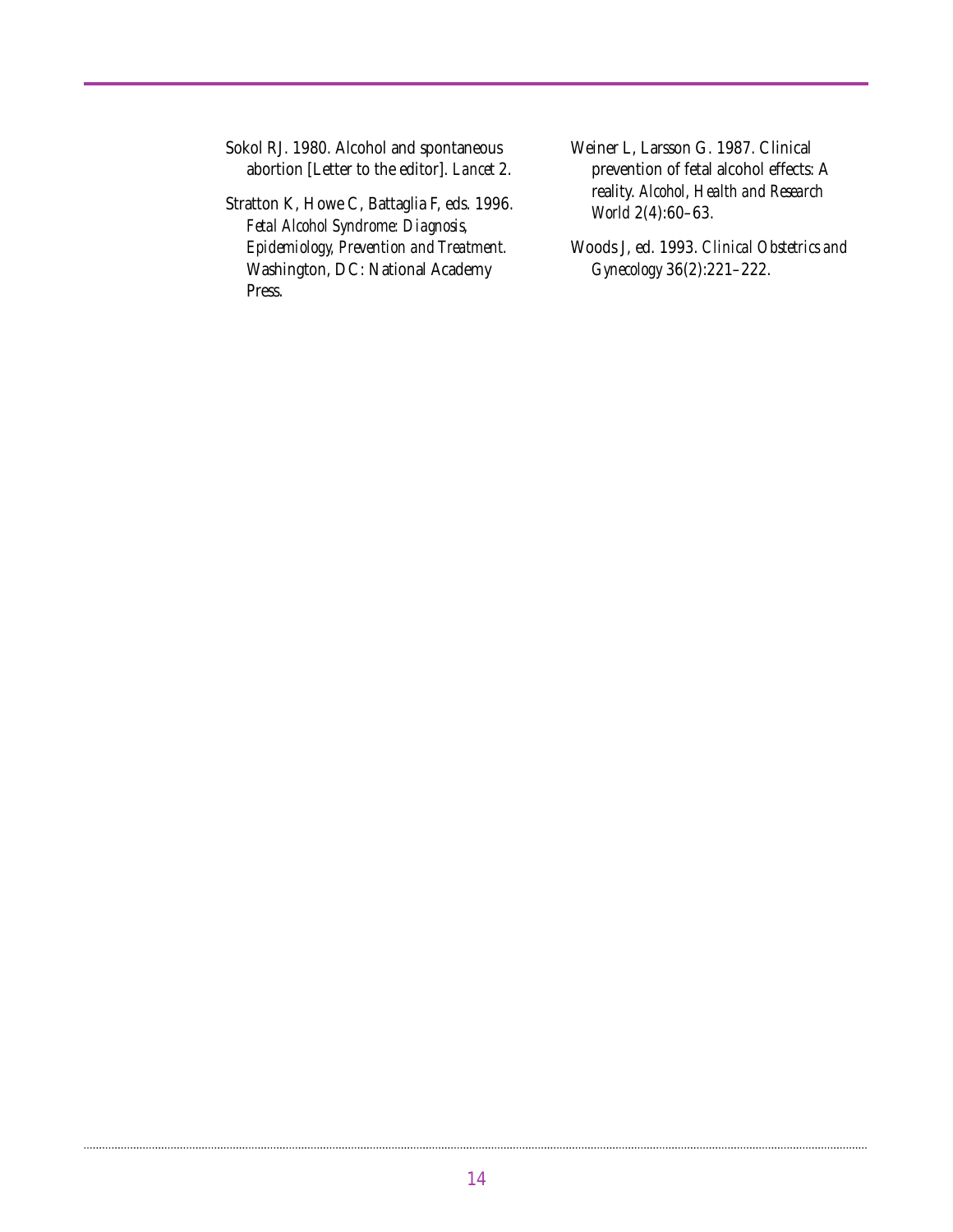Sokol RJ. 1980. Alcohol and spontaneous abortion [Letter to the editor]. *Lancet* 2.

Stratton K, Howe C, Battaglia F, eds. 1996. *Fetal Alcohol Syndrome: Diagnosis, Epidemiology, Prevention and Treatment.* Washington, DC: National Academy Press.

Weiner L, Larsson G. 1987. Clinical prevention of fetal alcohol effects: A reality. *Alcohol, Health and Research World* 2(4):60–63.

Woods J, ed. 1993. *Clinical Obstetrics and Gynecology* 36(2):221–222.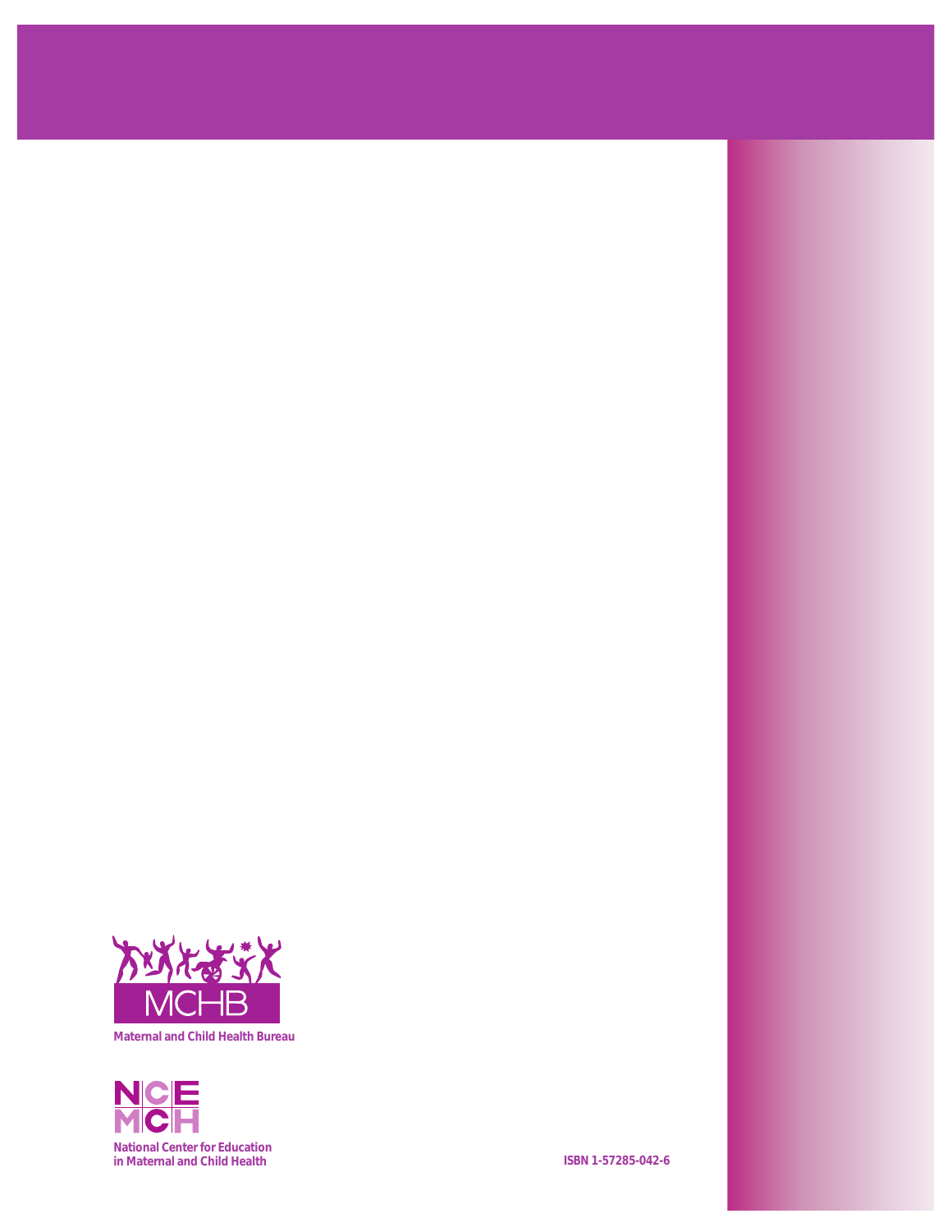MCHB

Maternal and Child Health Bureau

NCE
MCH

National Center for Education
in Maternal and Child Health

ISBN 1-57285-042-6